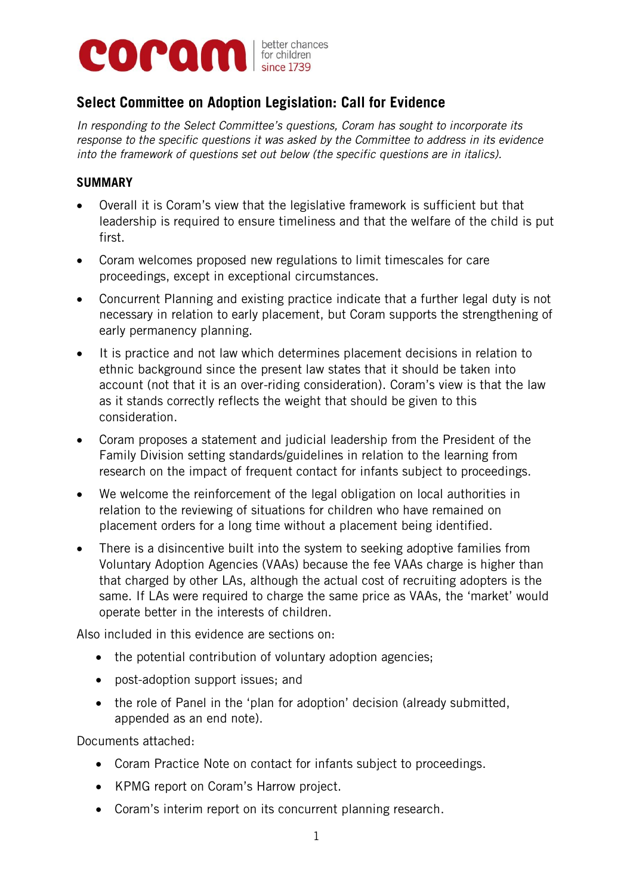coram | better chances for children since 1739

# Select Committee on Adoption Legislation: Call for Evidence

*In responding to the Select Committee's questions, Coram has sought to incorporate its response to the specific questions it was asked by the Committee to address in its evidence into the framework of questions set out below (the specific questions are in italics).*

## SUMMARY

- Overall it is Coram's view that the legislative framework is sufficient but that leadership is required to ensure timeliness and that the welfare of the child is put first.
- Coram welcomes proposed new regulations to limit timescales for care proceedings, except in exceptional circumstances.
- Concurrent Planning and existing practice indicate that a further legal duty is not necessary in relation to early placement, but Coram supports the strengthening of early permanency planning.
- It is practice and not law which determines placement decisions in relation to ethnic background since the present law states that it should be taken into account (not that it is an over-riding consideration). Coram's view is that the law as it stands correctly reflects the weight that should be given to this consideration.
- Coram proposes a statement and judicial leadership from the President of the Family Division setting standards/guidelines in relation to the learning from research on the impact of frequent contact for infants subject to proceedings.
- We welcome the reinforcement of the legal obligation on local authorities in relation to the reviewing of situations for children who have remained on placement orders for a long time without a placement being identified.
- There is a disincentive built into the system to seeking adoptive families from Voluntary Adoption Agencies (VAAs) because the fee VAAs charge is higher than that charged by other LAs, although the actual cost of recruiting adopters is the same. If LAs were required to charge the same price as VAAs, the 'market' would operate better in the interests of children.

Also included in this evidence are sections on:

- the potential contribution of voluntary adoption agencies;
- post-adoption support issues; and
- the role of Panel in the 'plan for adoption' decision (already submitted, appended as an end note).

Documents attached:

- Coram Practice Note on contact for infants subject to proceedings.
- KPMG report on Coram's Harrow project.
- Coram's interim report on its concurrent planning research.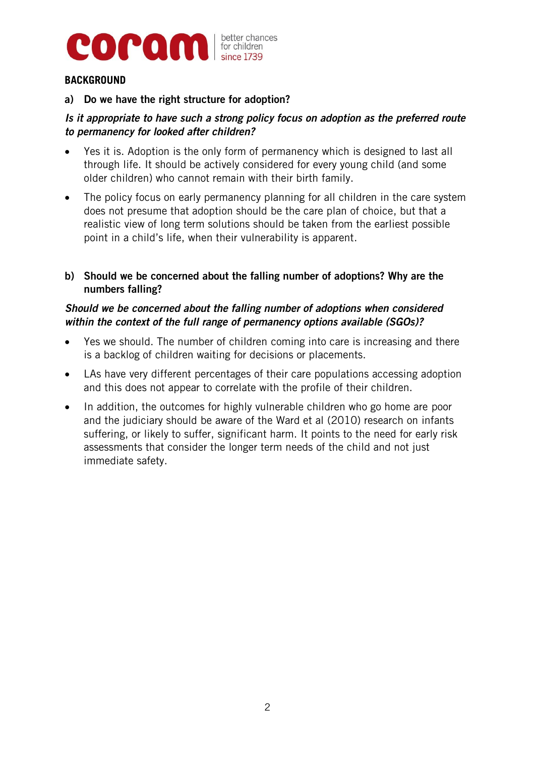**BACKGROUND**

**a) Do we have the right structure for adoption?**

***Is it appropriate to have such a strong policy focus on adoption as the preferred route to permanency for looked after children?***

- Yes it is. Adoption is the only form of permanency which is designed to last all through life. It should be actively considered for every young child (and some older children) who cannot remain with their birth family.
- The policy focus on early permanency planning for all children in the care system does not presume that adoption should be the care plan of choice, but that a realistic view of long term solutions should be taken from the earliest possible point in a child's life, when their vulnerability is apparent.

**b) Should we be concerned about the falling number of adoptions? Why are the numbers falling?**

***Should we be concerned about the falling number of adoptions when considered within the context of the full range of permanency options available (SGOs)?***

- Yes we should. The number of children coming into care is increasing and there is a backlog of children waiting for decisions or placements.
- LAs have very different percentages of their care populations accessing adoption and this does not appear to correlate with the profile of their children.
- In addition, the outcomes for highly vulnerable children who go home are poor and the judiciary should be aware of the Ward et al (2010) research on infants suffering, or likely to suffer, significant harm. It points to the need for early risk assessments that consider the longer term needs of the child and not just immediate safety.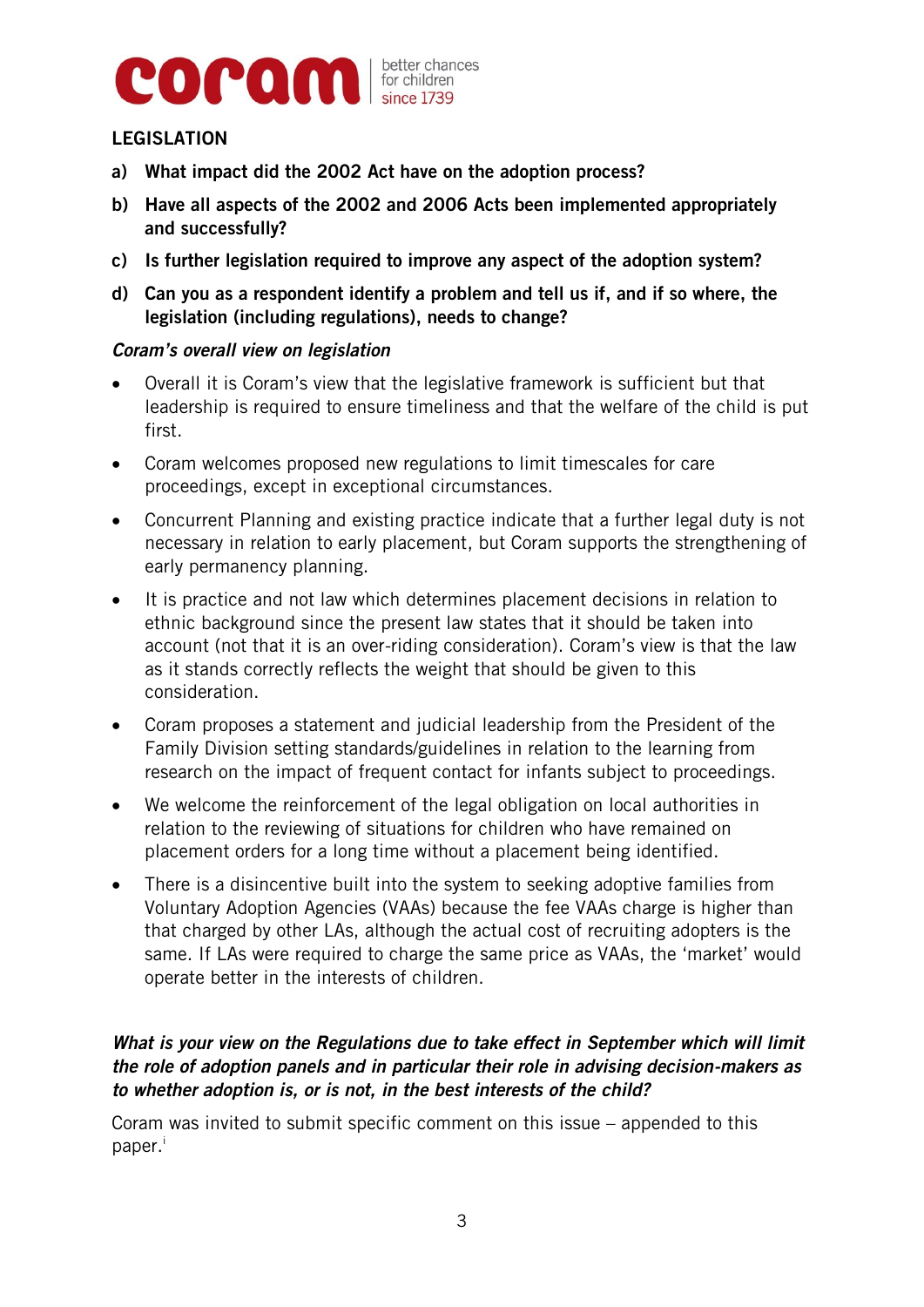## LEGISLATION

a) **What impact did the 2002 Act have on the adoption process?**

b) **Have all aspects of the 2002 and 2006 Acts been implemented appropriately and successfully?**

c) **Is further legislation required to improve any aspect of the adoption system?**

d) **Can you as a respondent identify a problem and tell us if, and if so where, the legislation (including regulations), needs to change?**

***Coram's overall view on legislation***

- Overall it is Coram's view that the legislative framework is sufficient but that leadership is required to ensure timeliness and that the welfare of the child is put first.
- Coram welcomes proposed new regulations to limit timescales for care proceedings, except in exceptional circumstances.
- Concurrent Planning and existing practice indicate that a further legal duty is not necessary in relation to early placement, but Coram supports the strengthening of early permanency planning.
- It is practice and not law which determines placement decisions in relation to ethnic background since the present law states that it should be taken into account (not that it is an over-riding consideration). Coram's view is that the law as it stands correctly reflects the weight that should be given to this consideration.
- Coram proposes a statement and judicial leadership from the President of the Family Division setting standards/guidelines in relation to the learning from research on the impact of frequent contact for infants subject to proceedings.
- We welcome the reinforcement of the legal obligation on local authorities in relation to the reviewing of situations for children who have remained on placement orders for a long time without a placement being identified.
- There is a disincentive built into the system to seeking adoptive families from Voluntary Adoption Agencies (VAAs) because the fee VAAs charge is higher than that charged by other LAs, although the actual cost of recruiting adopters is the same. If LAs were required to charge the same price as VAAs, the 'market' would operate better in the interests of children.

***What is your view on the Regulations due to take effect in September which will limit the role of adoption panels and in particular their role in advising decision-makers as to whether adoption is, or is not, in the best interests of the child?***

Coram was invited to submit specific comment on this issue – appended to this paper.[i]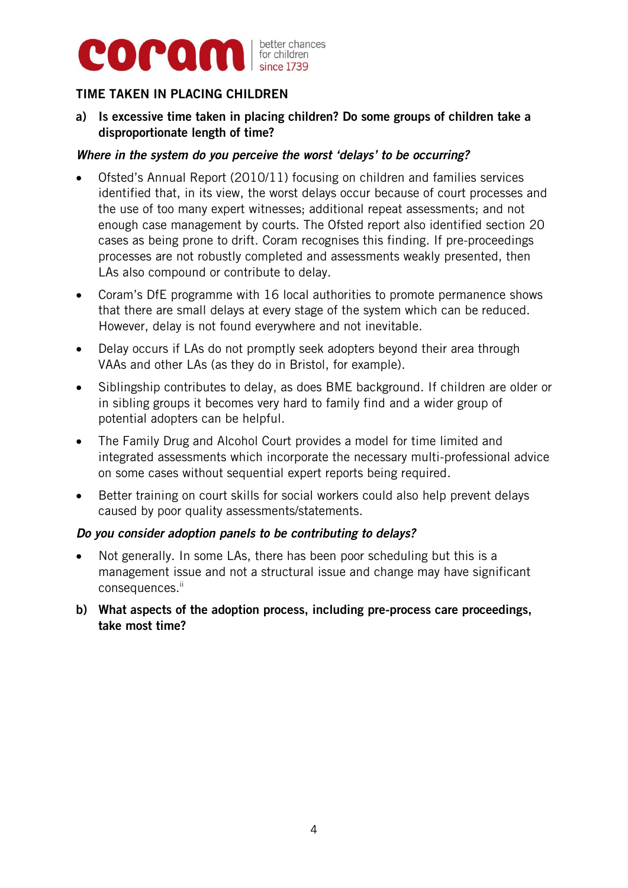## TIME TAKEN IN PLACING CHILDREN

**a) Is excessive time taken in placing children? Do some groups of children take a disproportionate length of time?**

***Where in the system do you perceive the worst 'delays' to be occurring?***

- Ofsted's Annual Report (2010/11) focusing on children and families services identified that, in its view, the worst delays occur because of court processes and the use of too many expert witnesses; additional repeat assessments; and not enough case management by courts. The Ofsted report also identified section 20 cases as being prone to drift. Coram recognises this finding. If pre-proceedings processes are not robustly completed and assessments weakly presented, then LAs also compound or contribute to delay.
- Coram's DfE programme with 16 local authorities to promote permanence shows that there are small delays at every stage of the system which can be reduced. However, delay is not found everywhere and not inevitable.
- Delay occurs if LAs do not promptly seek adopters beyond their area through VAAs and other LAs (as they do in Bristol, for example).
- Siblingship contributes to delay, as does BME background. If children are older or in sibling groups it becomes very hard to family find and a wider group of potential adopters can be helpful.
- The Family Drug and Alcohol Court provides a model for time limited and integrated assessments which incorporate the necessary multi-professional advice on some cases without sequential expert reports being required.
- Better training on court skills for social workers could also help prevent delays caused by poor quality assessments/statements.

***Do you consider adoption panels to be contributing to delays?***

- Not generally. In some LAs, there has been poor scheduling but this is a management issue and not a structural issue and change may have significant consequences.[ii]

**b) What aspects of the adoption process, including pre-process care proceedings, take most time?**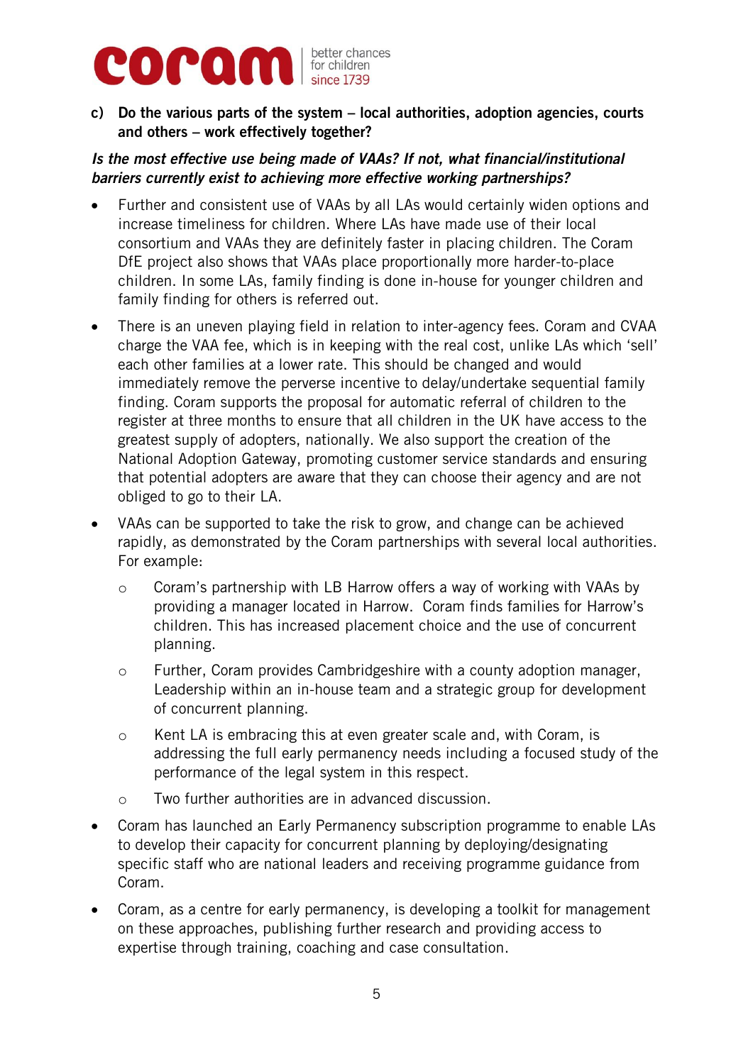**c) Do the various parts of the system – local authorities, adoption agencies, courts and others – work effectively together?**

***Is the most effective use being made of VAAs? If not, what financial/institutional barriers currently exist to achieving more effective working partnerships?***

- Further and consistent use of VAAs by all LAs would certainly widen options and increase timeliness for children. Where LAs have made use of their local consortium and VAAs they are definitely faster in placing children. The Coram DfE project also shows that VAAs place proportionally more harder-to-place children. In some LAs, family finding is done in-house for younger children and family finding for others is referred out.
- There is an uneven playing field in relation to inter-agency fees. Coram and CVAA charge the VAA fee, which is in keeping with the real cost, unlike LAs which 'sell' each other families at a lower rate. This should be changed and would immediately remove the perverse incentive to delay/undertake sequential family finding. Coram supports the proposal for automatic referral of children to the register at three months to ensure that all children in the UK have access to the greatest supply of adopters, nationally. We also support the creation of the National Adoption Gateway, promoting customer service standards and ensuring that potential adopters are aware that they can choose their agency and are not obliged to go to their LA.
- VAAs can be supported to take the risk to grow, and change can be achieved rapidly, as demonstrated by the Coram partnerships with several local authorities. For example:
  - Coram's partnership with LB Harrow offers a way of working with VAAs by providing a manager located in Harrow. Coram finds families for Harrow's children. This has increased placement choice and the use of concurrent planning.
  - Further, Coram provides Cambridgeshire with a county adoption manager, Leadership within an in-house team and a strategic group for development of concurrent planning.
  - Kent LA is embracing this at even greater scale and, with Coram, is addressing the full early permanency needs including a focused study of the performance of the legal system in this respect.
  - Two further authorities are in advanced discussion.
- Coram has launched an Early Permanency subscription programme to enable LAs to develop their capacity for concurrent planning by deploying/designating specific staff who are national leaders and receiving programme guidance from Coram.
- Coram, as a centre for early permanency, is developing a toolkit for management on these approaches, publishing further research and providing access to expertise through training, coaching and case consultation.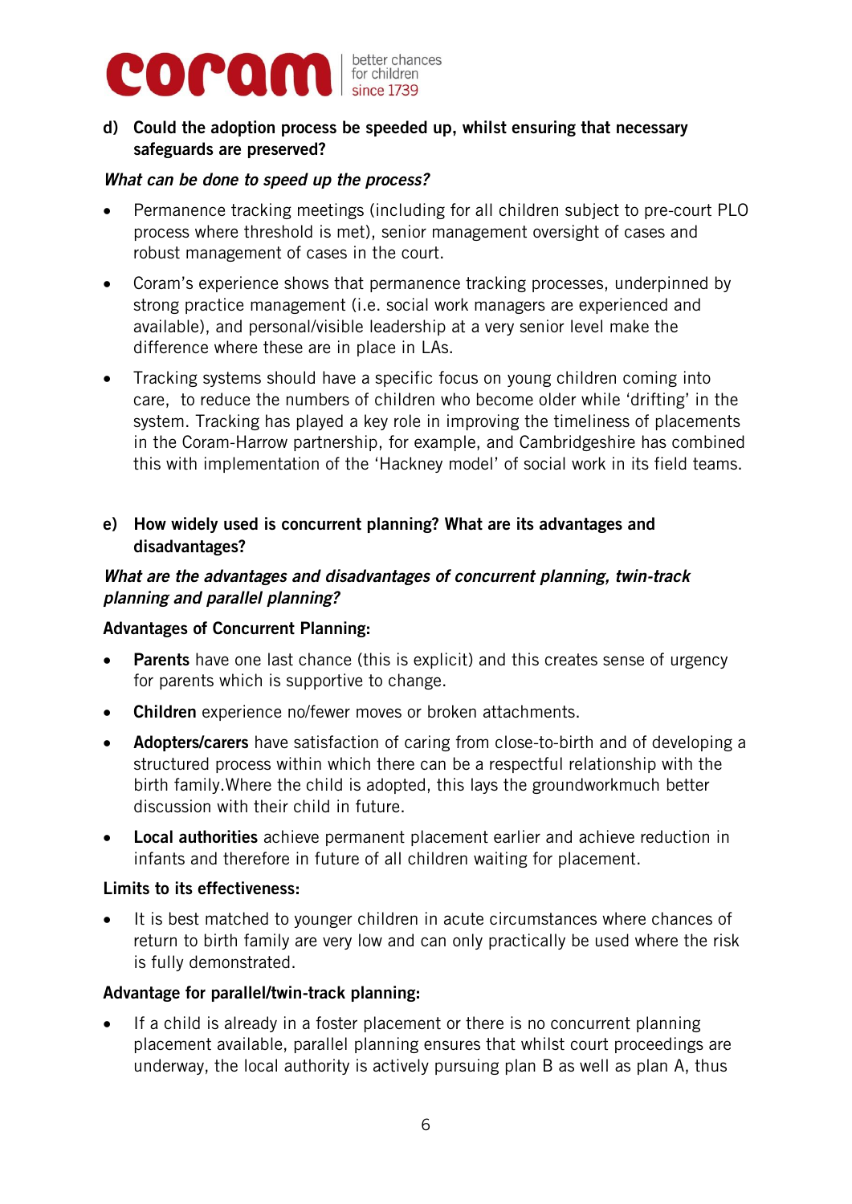**d) Could the adoption process be speeded up, whilst ensuring that necessary safeguards are preserved?**

*What can be done to speed up the process?*

- Permanence tracking meetings (including for all children subject to pre-court PLO process where threshold is met), senior management oversight of cases and robust management of cases in the court.
- Coram's experience shows that permanence tracking processes, underpinned by strong practice management (i.e. social work managers are experienced and available), and personal/visible leadership at a very senior level make the difference where these are in place in LAs.
- Tracking systems should have a specific focus on young children coming into care, to reduce the numbers of children who become older while 'drifting' in the system. Tracking has played a key role in improving the timeliness of placements in the Coram-Harrow partnership, for example, and Cambridgeshire has combined this with implementation of the 'Hackney model' of social work in its field teams.

**e) How widely used is concurrent planning? What are its advantages and disadvantages?**

*What are the advantages and disadvantages of concurrent planning, twin-track planning and parallel planning?*

**Advantages of Concurrent Planning:**

- **Parents** have one last chance (this is explicit) and this creates sense of urgency for parents which is supportive to change.
- **Children** experience no/fewer moves or broken attachments.
- **Adopters/carers** have satisfaction of caring from close-to-birth and of developing a structured process within which there can be a respectful relationship with the birth family.Where the child is adopted, this lays the groundworkmuch better discussion with their child in future.
- **Local authorities** achieve permanent placement earlier and achieve reduction in infants and therefore in future of all children waiting for placement.

**Limits to its effectiveness:**

- It is best matched to younger children in acute circumstances where chances of return to birth family are very low and can only practically be used where the risk is fully demonstrated.

**Advantage for parallel/twin-track planning:**

- If a child is already in a foster placement or there is no concurrent planning placement available, parallel planning ensures that whilst court proceedings are underway, the local authority is actively pursuing plan B as well as plan A, thus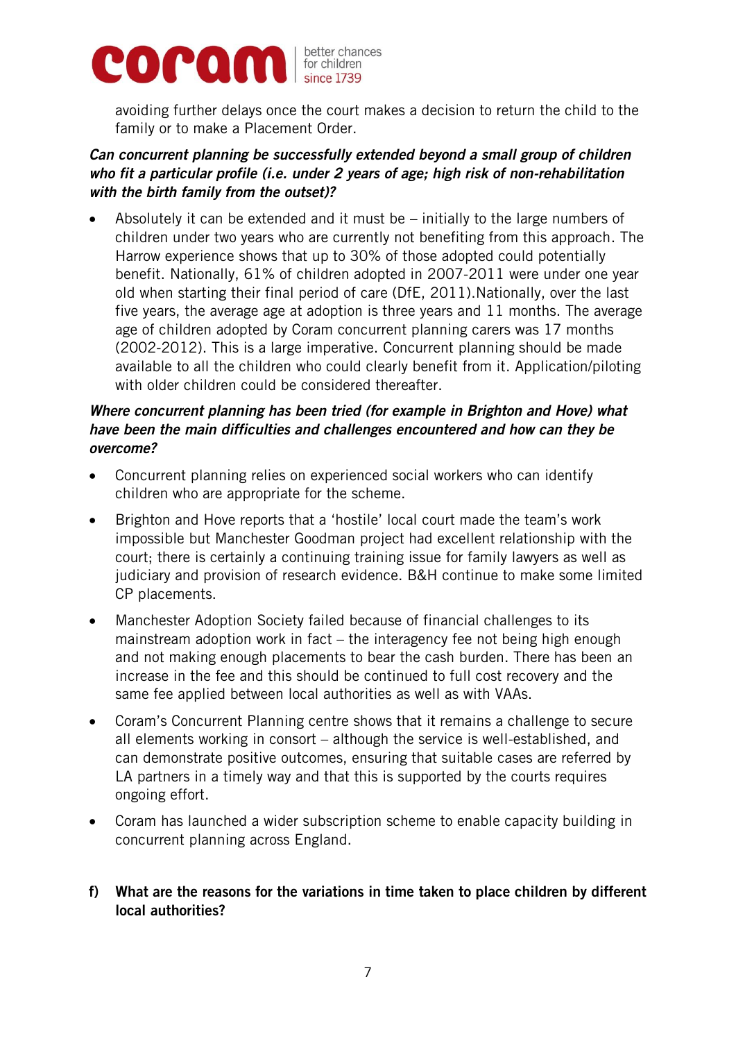avoiding further delays once the court makes a decision to return the child to the family or to make a Placement Order.

***Can concurrent planning be successfully extended beyond a small group of children who fit a particular profile (i.e. under 2 years of age; high risk of non-rehabilitation with the birth family from the outset)?***

- Absolutely it can be extended and it must be – initially to the large numbers of children under two years who are currently not benefiting from this approach. The Harrow experience shows that up to 30% of those adopted could potentially benefit. Nationally, 61% of children adopted in 2007-2011 were under one year old when starting their final period of care (DfE, 2011).Nationally, over the last five years, the average age at adoption is three years and 11 months. The average age of children adopted by Coram concurrent planning carers was 17 months (2002-2012). This is a large imperative. Concurrent planning should be made available to all the children who could clearly benefit from it. Application/piloting with older children could be considered thereafter.

***Where concurrent planning has been tried (for example in Brighton and Hove) what have been the main difficulties and challenges encountered and how can they be overcome?***

- Concurrent planning relies on experienced social workers who can identify children who are appropriate for the scheme.
- Brighton and Hove reports that a 'hostile' local court made the team's work impossible but Manchester Goodman project had excellent relationship with the court; there is certainly a continuing training issue for family lawyers as well as judiciary and provision of research evidence. B&H continue to make some limited CP placements.
- Manchester Adoption Society failed because of financial challenges to its mainstream adoption work in fact – the interagency fee not being high enough and not making enough placements to bear the cash burden. There has been an increase in the fee and this should be continued to full cost recovery and the same fee applied between local authorities as well as with VAAs.
- Coram's Concurrent Planning centre shows that it remains a challenge to secure all elements working in consort – although the service is well-established, and can demonstrate positive outcomes, ensuring that suitable cases are referred by LA partners in a timely way and that this is supported by the courts requires ongoing effort.
- Coram has launched a wider subscription scheme to enable capacity building in concurrent planning across England.

**f) What are the reasons for the variations in time taken to place children by different local authorities?**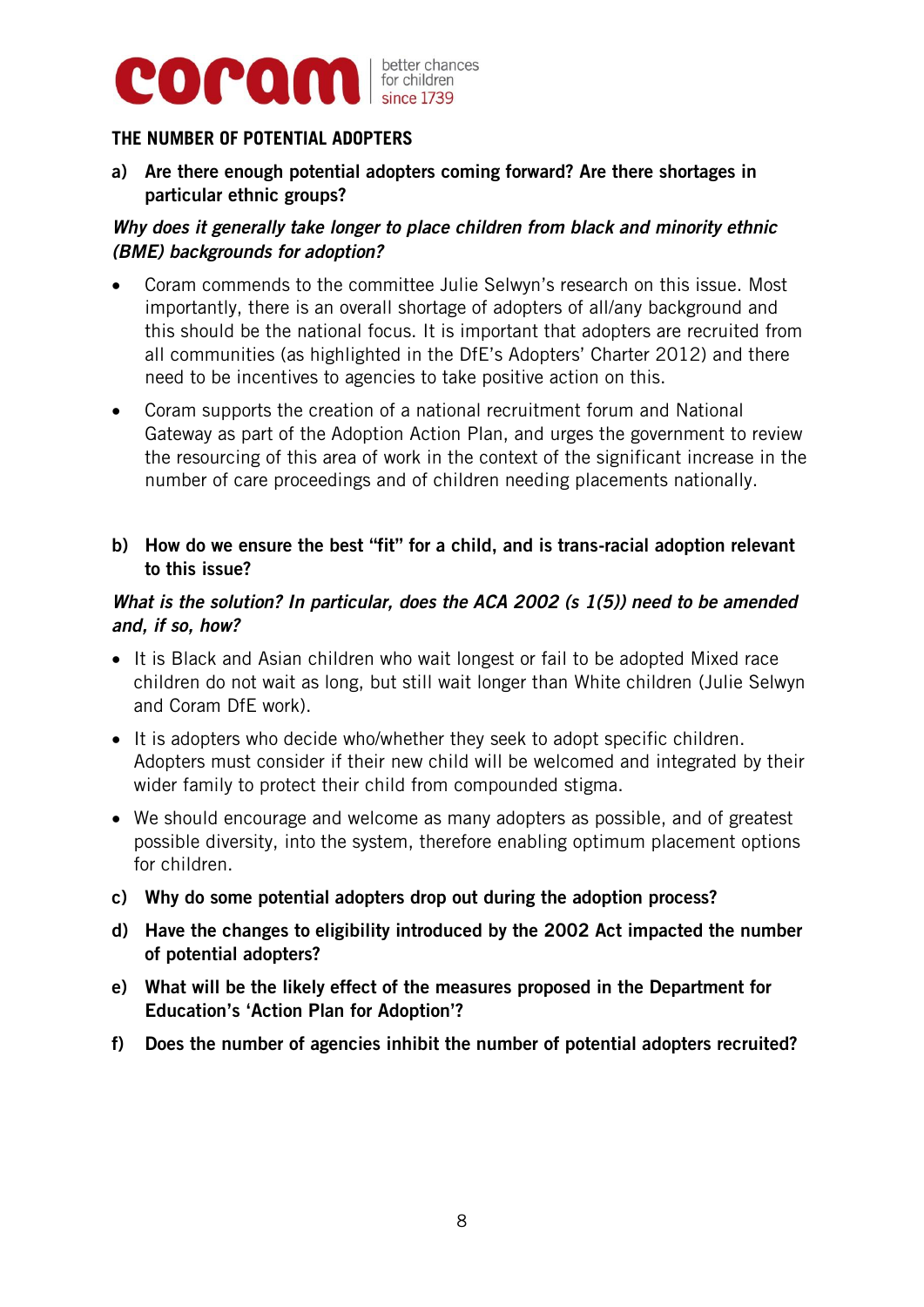## THE NUMBER OF POTENTIAL ADOPTERS

**a) Are there enough potential adopters coming forward? Are there shortages in particular ethnic groups?**

***Why does it generally take longer to place children from black and minority ethnic (BME) backgrounds for adoption?***

- Coram commends to the committee Julie Selwyn's research on this issue. Most importantly, there is an overall shortage of adopters of all/any background and this should be the national focus. It is important that adopters are recruited from all communities (as highlighted in the DfE's Adopters' Charter 2012) and there need to be incentives to agencies to take positive action on this.
- Coram supports the creation of a national recruitment forum and National Gateway as part of the Adoption Action Plan, and urges the government to review the resourcing of this area of work in the context of the significant increase in the number of care proceedings and of children needing placements nationally.

**b) How do we ensure the best "fit" for a child, and is trans-racial adoption relevant to this issue?**

***What is the solution? In particular, does the ACA 2002 (s 1(5)) need to be amended and, if so, how?***

- It is Black and Asian children who wait longest or fail to be adopted Mixed race children do not wait as long, but still wait longer than White children (Julie Selwyn and Coram DfE work).
- It is adopters who decide who/whether they seek to adopt specific children. Adopters must consider if their new child will be welcomed and integrated by their wider family to protect their child from compounded stigma.
- We should encourage and welcome as many adopters as possible, and of greatest possible diversity, into the system, therefore enabling optimum placement options for children.

**c) Why do some potential adopters drop out during the adoption process?**

**d) Have the changes to eligibility introduced by the 2002 Act impacted the number of potential adopters?**

**e) What will be the likely effect of the measures proposed in the Department for Education's 'Action Plan for Adoption'?**

**f) Does the number of agencies inhibit the number of potential adopters recruited?**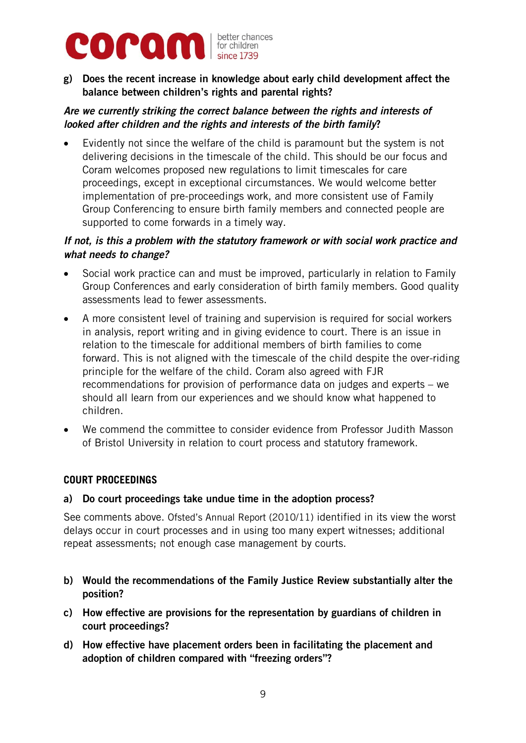**g) Does the recent increase in knowledge about early child development affect the balance between children's rights and parental rights?**

***Are we currently striking the correct balance between the rights and interests of looked after children and the rights and interests of the birth family?***

- Evidently not since the welfare of the child is paramount but the system is not delivering decisions in the timescale of the child. This should be our focus and Coram welcomes proposed new regulations to limit timescales for care proceedings, except in exceptional circumstances. We would welcome better implementation of pre-proceedings work, and more consistent use of Family Group Conferencing to ensure birth family members and connected people are supported to come forwards in a timely way.

***If not, is this a problem with the statutory framework or with social work practice and what needs to change?***

- Social work practice can and must be improved, particularly in relation to Family Group Conferences and early consideration of birth family members. Good quality assessments lead to fewer assessments.
- A more consistent level of training and supervision is required for social workers in analysis, report writing and in giving evidence to court. There is an issue in relation to the timescale for additional members of birth families to come forward. This is not aligned with the timescale of the child despite the over-riding principle for the welfare of the child. Coram also agreed with FJR recommendations for provision of performance data on judges and experts – we should all learn from our experiences and we should know what happened to children.
- We commend the committee to consider evidence from Professor Judith Masson of Bristol University in relation to court process and statutory framework.

## COURT PROCEEDINGS

**a) Do court proceedings take undue time in the adoption process?**

See comments above. Ofsted's Annual Report (2010/11) identified in its view the worst delays occur in court processes and in using too many expert witnesses; additional repeat assessments; not enough case management by courts.

**b) Would the recommendations of the Family Justice Review substantially alter the position?**

**c) How effective are provisions for the representation by guardians of children in court proceedings?**

**d) How effective have placement orders been in facilitating the placement and adoption of children compared with "freezing orders"?**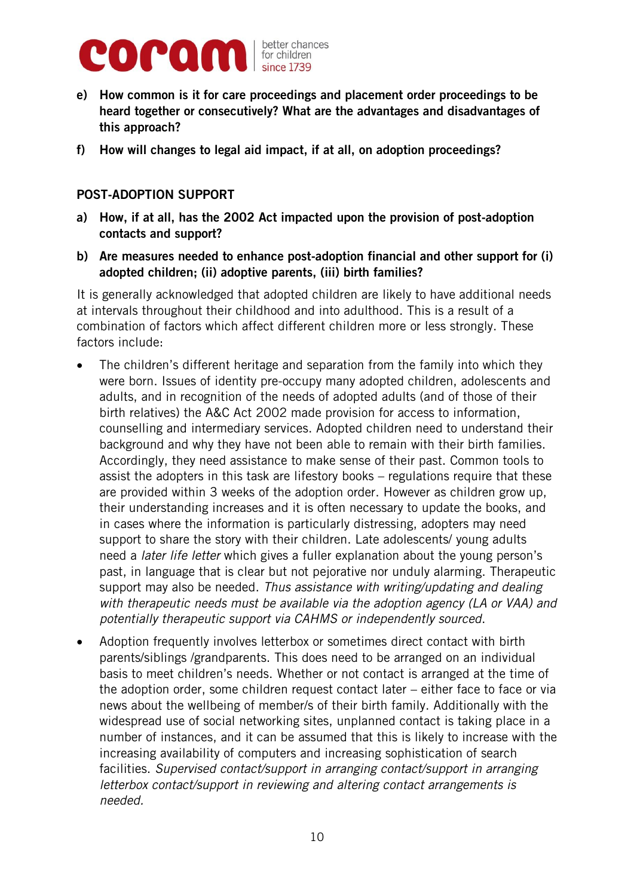**e) How common is it for care proceedings and placement order proceedings to be heard together or consecutively? What are the advantages and disadvantages of this approach?**

**f) How will changes to legal aid impact, if at all, on adoption proceedings?**

## POST-ADOPTION SUPPORT

**a) How, if at all, has the 2002 Act impacted upon the provision of post-adoption contacts and support?**

**b) Are measures needed to enhance post-adoption financial and other support for (i) adopted children; (ii) adoptive parents, (iii) birth families?**

It is generally acknowledged that adopted children are likely to have additional needs at intervals throughout their childhood and into adulthood. This is a result of a combination of factors which affect different children more or less strongly. These factors include:

- The children's different heritage and separation from the family into which they were born. Issues of identity pre-occupy many adopted children, adolescents and adults, and in recognition of the needs of adopted adults (and of those of their birth relatives) the A&C Act 2002 made provision for access to information, counselling and intermediary services. Adopted children need to understand their background and why they have not been able to remain with their birth families. Accordingly, they need assistance to make sense of their past. Common tools to assist the adopters in this task are lifestory books – regulations require that these are provided within 3 weeks of the adoption order. However as children grow up, their understanding increases and it is often necessary to update the books, and in cases where the information is particularly distressing, adopters may need support to share the story with their children. Late adolescents/ young adults need a *later life letter* which gives a fuller explanation about the young person's past, in language that is clear but not pejorative nor unduly alarming. Therapeutic support may also be needed. *Thus assistance with writing/updating and dealing with therapeutic needs must be available via the adoption agency (LA or VAA) and potentially therapeutic support via CAHMS or independently sourced*.
- Adoption frequently involves letterbox or sometimes direct contact with birth parents/siblings /grandparents. This does need to be arranged on an individual basis to meet children's needs. Whether or not contact is arranged at the time of the adoption order, some children request contact later – either face to face or via news about the wellbeing of member/s of their birth family. Additionally with the widespread use of social networking sites, unplanned contact is taking place in a number of instances, and it can be assumed that this is likely to increase with the increasing availability of computers and increasing sophistication of search facilities. *Supervised contact/support in arranging contact/support in arranging letterbox contact/support in reviewing and altering contact arrangements is needed.*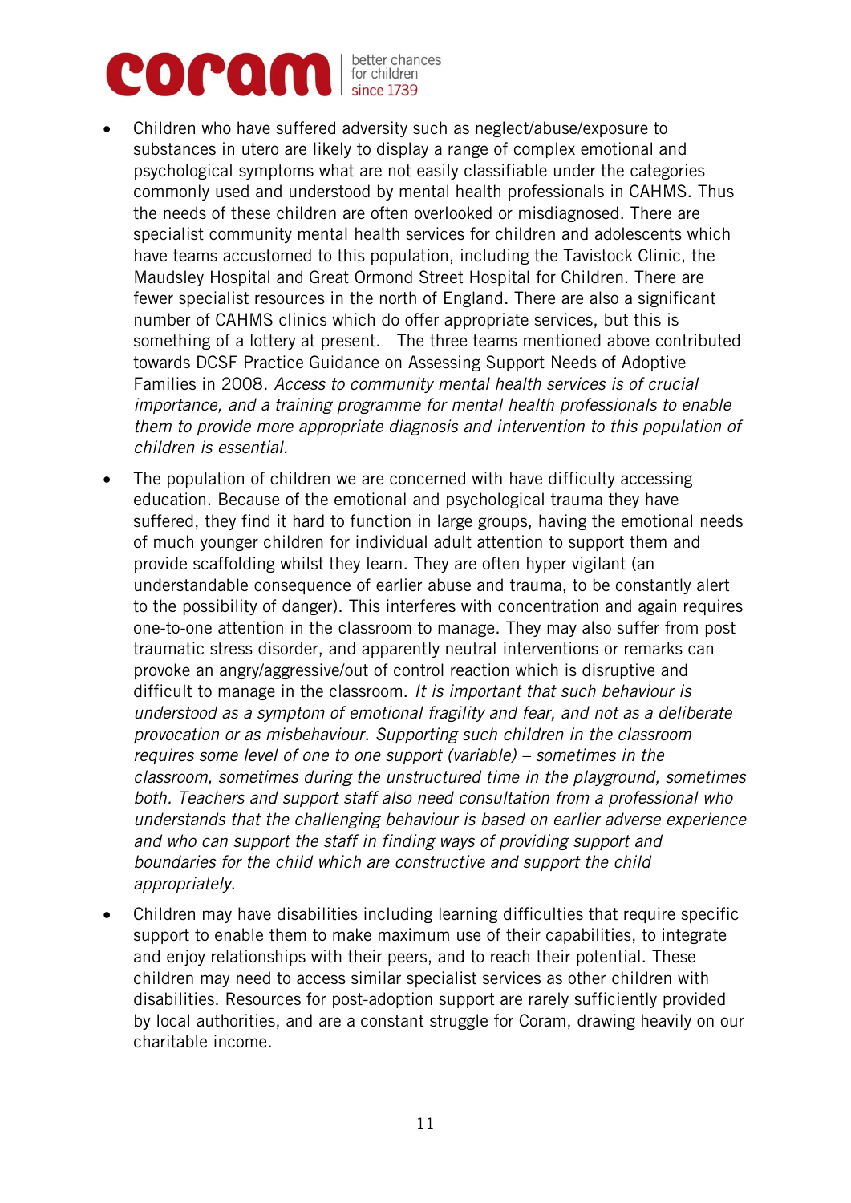- Children who have suffered adversity such as neglect/abuse/exposure to substances in utero are likely to display a range of complex emotional and psychological symptoms what are not easily classifiable under the categories commonly used and understood by mental health professionals in CAHMS. Thus the needs of these children are often overlooked or misdiagnosed. There are specialist community mental health services for children and adolescents which have teams accustomed to this population, including the Tavistock Clinic, the Maudsley Hospital and Great Ormond Street Hospital for Children. There are fewer specialist resources in the north of England. There are also a significant number of CAHMS clinics which do offer appropriate services, but this is something of a lottery at present. The three teams mentioned above contributed towards DCSF Practice Guidance on Assessing Support Needs of Adoptive Families in 2008. *Access to community mental health services is of crucial importance, and a training programme for mental health professionals to enable them to provide more appropriate diagnosis and intervention to this population of children is essential.*

- The population of children we are concerned with have difficulty accessing education. Because of the emotional and psychological trauma they have suffered, they find it hard to function in large groups, having the emotional needs of much younger children for individual adult attention to support them and provide scaffolding whilst they learn. They are often hyper vigilant (an understandable consequence of earlier abuse and trauma, to be constantly alert to the possibility of danger). This interferes with concentration and again requires one-to-one attention in the classroom to manage. They may also suffer from post traumatic stress disorder, and apparently neutral interventions or remarks can provoke an angry/aggressive/out of control reaction which is disruptive and difficult to manage in the classroom. *It is important that such behaviour is understood as a symptom of emotional fragility and fear, and not as a deliberate provocation or as misbehaviour. Supporting such children in the classroom requires some level of one to one support (variable) – sometimes in the classroom, sometimes during the unstructured time in the playground, sometimes both. Teachers and support staff also need consultation from a professional who understands that the challenging behaviour is based on earlier adverse experience and who can support the staff in finding ways of providing support and boundaries for the child which are constructive and support the child appropriately.*

- Children may have disabilities including learning difficulties that require specific support to enable them to make maximum use of their capabilities, to integrate and enjoy relationships with their peers, and to reach their potential. These children may need to access similar specialist services as other children with disabilities. Resources for post-adoption support are rarely sufficiently provided by local authorities, and are a constant struggle for Coram, drawing heavily on our charitable income.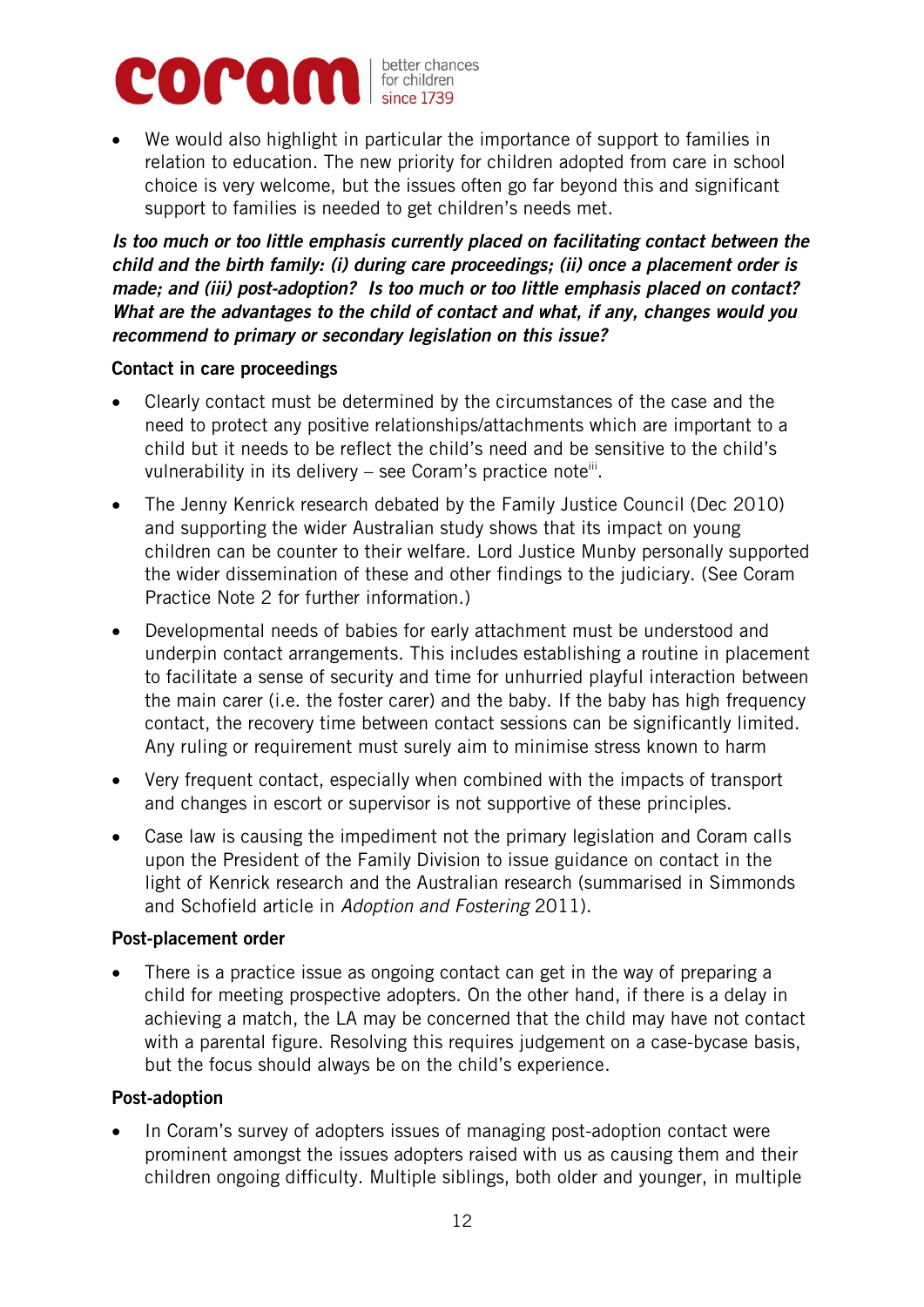- We would also highlight in particular the importance of support to families in relation to education. The new priority for children adopted from care in school choice is very welcome, but the issues often go far beyond this and significant support to families is needed to get children's needs met.

***Is too much or too little emphasis currently placed on facilitating contact between the child and the birth family: (i) during care proceedings; (ii) once a placement order is made; and (iii) post-adoption? Is too much or too little emphasis placed on contact? What are the advantages to the child of contact and what, if any, changes would you recommend to primary or secondary legislation on this issue?***

**Contact in care proceedings**

- Clearly contact must be determined by the circumstances of the case and the need to protect any positive relationships/attachments which are important to a child but it needs to be reflect the child's need and be sensitive to the child's vulnerability in its delivery – see Coram's practice note[iii].
- The Jenny Kenrick research debated by the Family Justice Council (Dec 2010) and supporting the wider Australian study shows that its impact on young children can be counter to their welfare. Lord Justice Munby personally supported the wider dissemination of these and other findings to the judiciary. (See Coram Practice Note 2 for further information.)
- Developmental needs of babies for early attachment must be understood and underpin contact arrangements. This includes establishing a routine in placement to facilitate a sense of security and time for unhurried playful interaction between the main carer (i.e. the foster carer) and the baby. If the baby has high frequency contact, the recovery time between contact sessions can be significantly limited. Any ruling or requirement must surely aim to minimise stress known to harm
- Very frequent contact, especially when combined with the impacts of transport and changes in escort or supervisor is not supportive of these principles.
- Case law is causing the impediment not the primary legislation and Coram calls upon the President of the Family Division to issue guidance on contact in the light of Kenrick research and the Australian research (summarised in Simmonds and Schofield article in *Adoption and Fostering* 2011).

**Post-placement order**

- There is a practice issue as ongoing contact can get in the way of preparing a child for meeting prospective adopters. On the other hand, if there is a delay in achieving a match, the LA may be concerned that the child may have not contact with a parental figure. Resolving this requires judgement on a case-bycase basis, but the focus should always be on the child's experience.

**Post-adoption**

- In Coram's survey of adopters issues of managing post-adoption contact were prominent amongst the issues adopters raised with us as causing them and their children ongoing difficulty. Multiple siblings, both older and younger, in multiple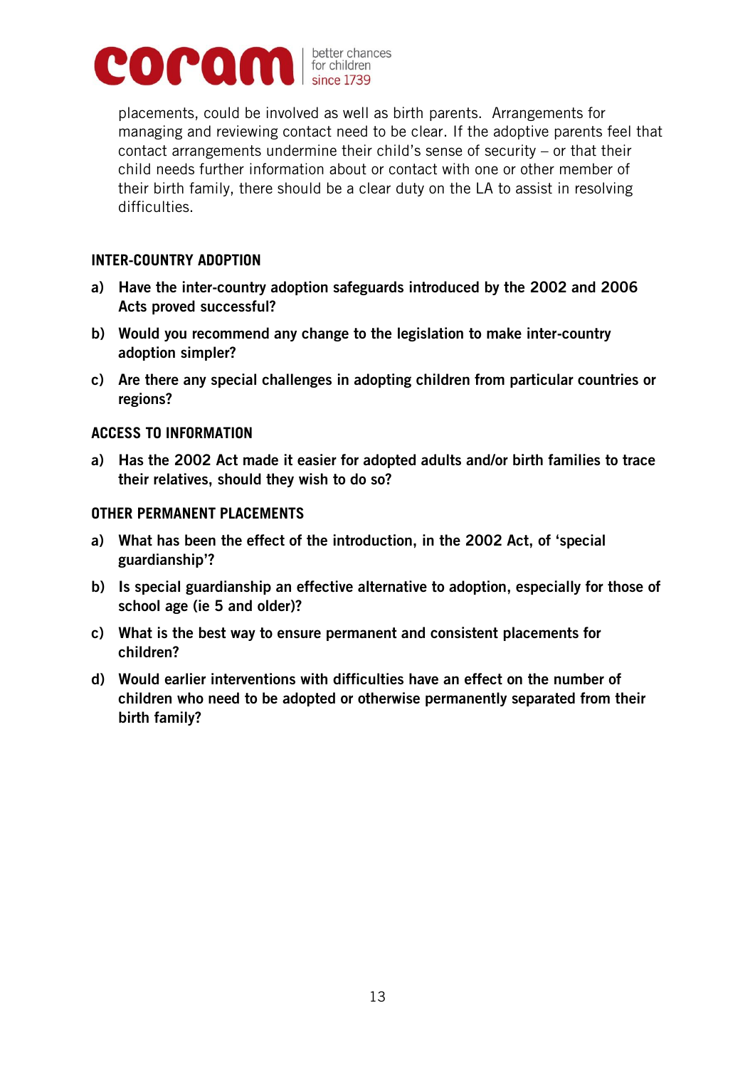placements, could be involved as well as birth parents. Arrangements for managing and reviewing contact need to be clear. If the adoptive parents feel that contact arrangements undermine their child's sense of security – or that their child needs further information about or contact with one or other member of their birth family, there should be a clear duty on the LA to assist in resolving difficulties.

## INTER-COUNTRY ADOPTION

**a) Have the inter-country adoption safeguards introduced by the 2002 and 2006 Acts proved successful?**

**b) Would you recommend any change to the legislation to make inter-country adoption simpler?**

**c) Are there any special challenges in adopting children from particular countries or regions?**

## ACCESS TO INFORMATION

**a) Has the 2002 Act made it easier for adopted adults and/or birth families to trace their relatives, should they wish to do so?**

## OTHER PERMANENT PLACEMENTS

**a) What has been the effect of the introduction, in the 2002 Act, of 'special guardianship'?**

**b) Is special guardianship an effective alternative to adoption, especially for those of school age (ie 5 and older)?**

**c) What is the best way to ensure permanent and consistent placements for children?**

**d) Would earlier interventions with difficulties have an effect on the number of children who need to be adopted or otherwise permanently separated from their birth family?**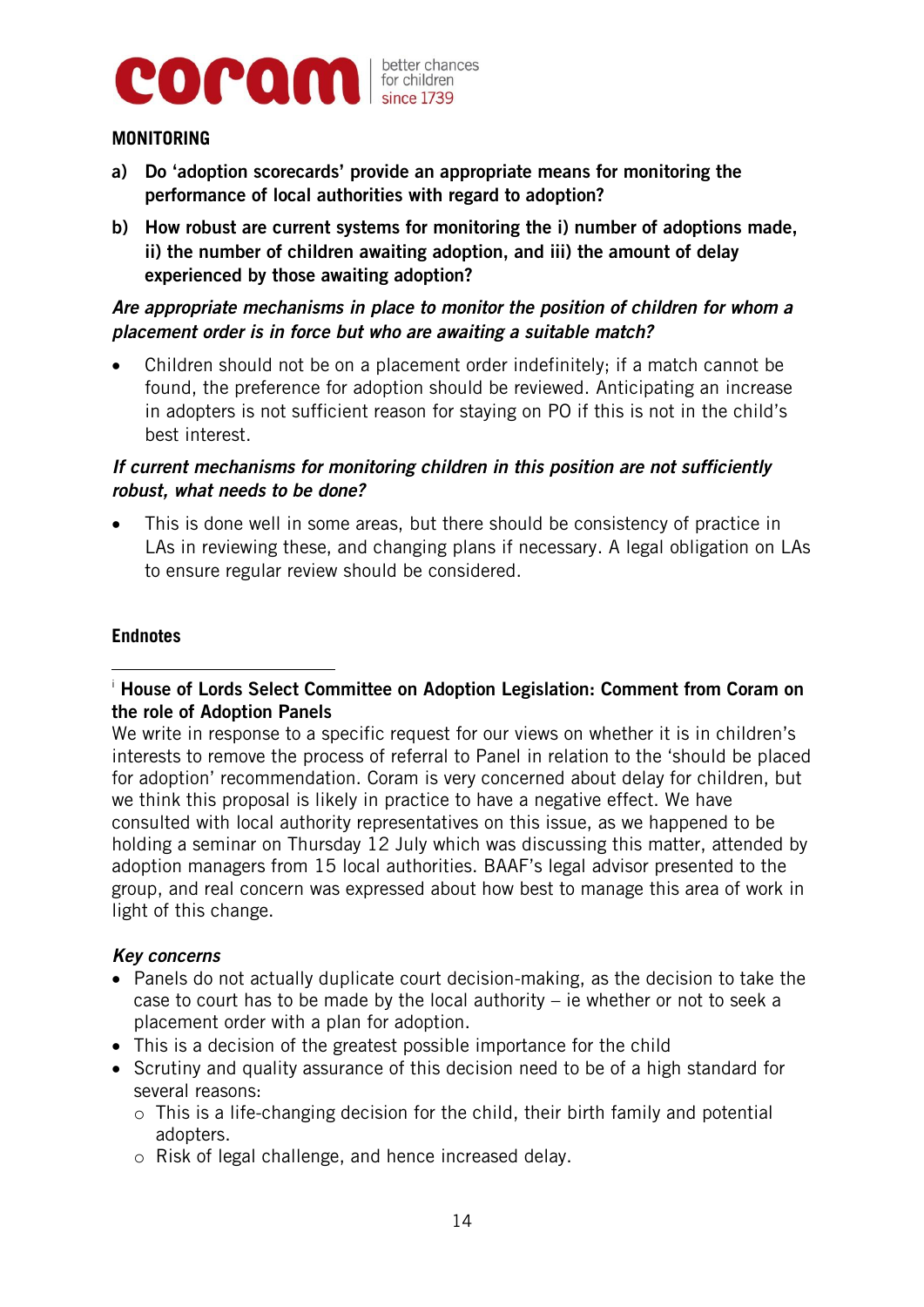## MONITORING

**a) Do 'adoption scorecards' provide an appropriate means for monitoring the performance of local authorities with regard to adoption?**

**b) How robust are current systems for monitoring the i) number of adoptions made, ii) the number of children awaiting adoption, and iii) the amount of delay experienced by those awaiting adoption?**

***Are appropriate mechanisms in place to monitor the position of children for whom a placement order is in force but who are awaiting a suitable match?***

- Children should not be on a placement order indefinitely; if a match cannot be found, the preference for adoption should be reviewed. Anticipating an increase in adopters is not sufficient reason for staying on PO if this is not in the child's best interest.

***If current mechanisms for monitoring children in this position are not sufficiently robust, what needs to be done?***

- This is done well in some areas, but there should be consistency of practice in LAs in reviewing these, and changing plans if necessary. A legal obligation on LAs to ensure regular review should be considered.

### Endnotes

[i] **House of Lords Select Committee on Adoption Legislation: Comment from Coram on the role of Adoption Panels**

We write in response to a specific request for our views on whether it is in children's interests to remove the process of referral to Panel in relation to the 'should be placed for adoption' recommendation. Coram is very concerned about delay for children, but we think this proposal is likely in practice to have a negative effect. We have consulted with local authority representatives on this issue, as we happened to be holding a seminar on Thursday 12 July which was discussing this matter, attended by adoption managers from 15 local authorities. BAAF's legal advisor presented to the group, and real concern was expressed about how best to manage this area of work in light of this change.

***Key concerns***

- Panels do not actually duplicate court decision-making, as the decision to take the case to court has to be made by the local authority – ie whether or not to seek a placement order with a plan for adoption.
- This is a decision of the greatest possible importance for the child
- Scrutiny and quality assurance of this decision need to be of a high standard for several reasons:
  - This is a life-changing decision for the child, their birth family and potential adopters.
  - Risk of legal challenge, and hence increased delay.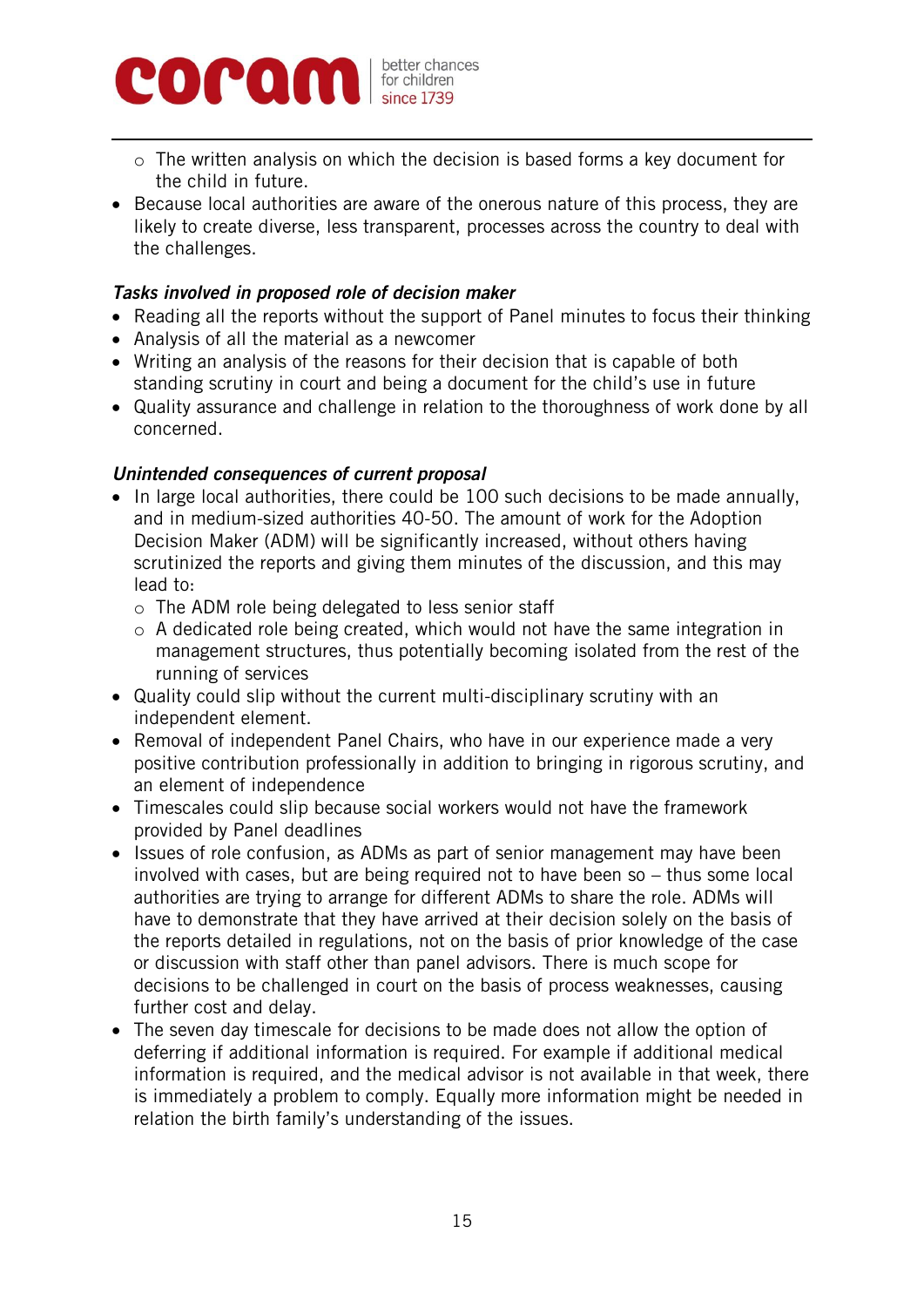- The written analysis on which the decision is based forms a key document for the child in future.
- Because local authorities are aware of the onerous nature of this process, they are likely to create diverse, less transparent, processes across the country to deal with the challenges.

***Tasks involved in proposed role of decision maker***

- Reading all the reports without the support of Panel minutes to focus their thinking
- Analysis of all the material as a newcomer
- Writing an analysis of the reasons for their decision that is capable of both standing scrutiny in court and being a document for the child's use in future
- Quality assurance and challenge in relation to the thoroughness of work done by all concerned.

***Unintended consequences of current proposal***

- In large local authorities, there could be 100 such decisions to be made annually, and in medium-sized authorities 40-50. The amount of work for the Adoption Decision Maker (ADM) will be significantly increased, without others having scrutinized the reports and giving them minutes of the discussion, and this may lead to:
    - The ADM role being delegated to less senior staff
    - A dedicated role being created, which would not have the same integration in management structures, thus potentially becoming isolated from the rest of the running of services
- Quality could slip without the current multi-disciplinary scrutiny with an independent element.
- Removal of independent Panel Chairs, who have in our experience made a very positive contribution professionally in addition to bringing in rigorous scrutiny, and an element of independence
- Timescales could slip because social workers would not have the framework provided by Panel deadlines
- Issues of role confusion, as ADMs as part of senior management may have been involved with cases, but are being required not to have been so – thus some local authorities are trying to arrange for different ADMs to share the role. ADMs will have to demonstrate that they have arrived at their decision solely on the basis of the reports detailed in regulations, not on the basis of prior knowledge of the case or discussion with staff other than panel advisors. There is much scope for decisions to be challenged in court on the basis of process weaknesses, causing further cost and delay.
- The seven day timescale for decisions to be made does not allow the option of deferring if additional information is required. For example if additional medical information is required, and the medical advisor is not available in that week, there is immediately a problem to comply. Equally more information might be needed in relation the birth family's understanding of the issues.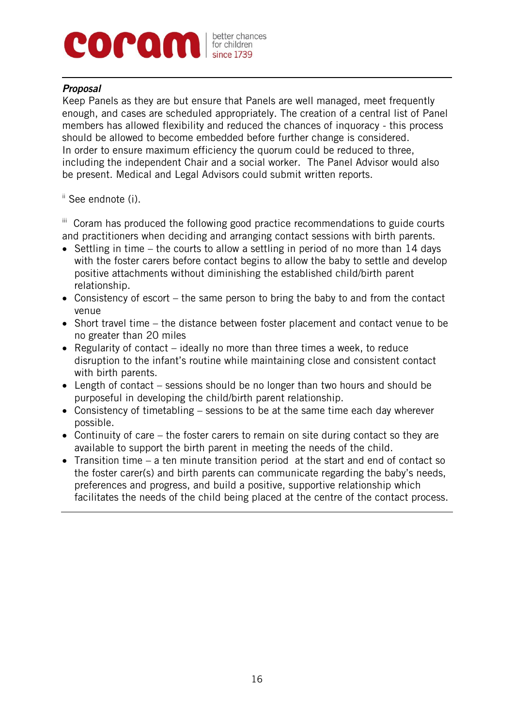***Proposal***

Keep Panels as they are but ensure that Panels are well managed, meet frequently enough, and cases are scheduled appropriately. The creation of a central list of Panel members has allowed flexibility and reduced the chances of inquoracy - this process should be allowed to become embedded before further change is considered.
In order to ensure maximum efficiency the quorum could be reduced to three, including the independent Chair and a social worker. The Panel Advisor would also be present. Medical and Legal Advisors could submit written reports.

[ii] See endnote (i).

[iii] Coram has produced the following good practice recommendations to guide courts and practitioners when deciding and arranging contact sessions with birth parents.

- Settling in time – the courts to allow a settling in period of no more than 14 days with the foster carers before contact begins to allow the baby to settle and develop positive attachments without diminishing the established child/birth parent relationship.
- Consistency of escort – the same person to bring the baby to and from the contact venue
- Short travel time – the distance between foster placement and contact venue to be no greater than 20 miles
- Regularity of contact – ideally no more than three times a week, to reduce disruption to the infant's routine while maintaining close and consistent contact with birth parents.
- Length of contact – sessions should be no longer than two hours and should be purposeful in developing the child/birth parent relationship.
- Consistency of timetabling – sessions to be at the same time each day wherever possible.
- Continuity of care – the foster carers to remain on site during contact so they are available to support the birth parent in meeting the needs of the child.
- Transition time – a ten minute transition period at the start and end of contact so the foster carer(s) and birth parents can communicate regarding the baby's needs, preferences and progress, and build a positive, supportive relationship which facilitates the needs of the child being placed at the centre of the contact process.